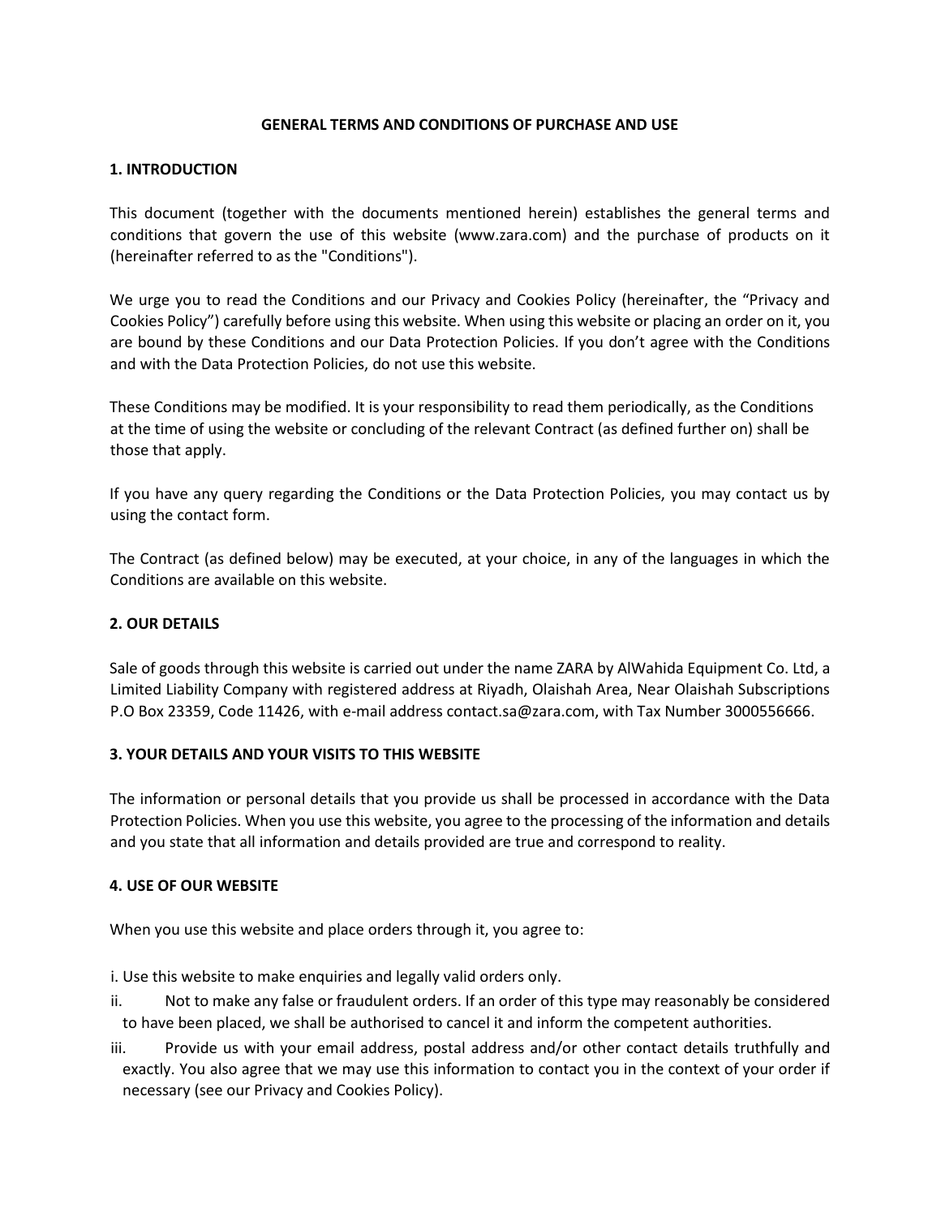# GENERAL TERMS AND CONDITIONS OF PURCHASE AND USE

## 1. INTRODUCTION

This document (together with the documents mentioned herein) establishes the general terms and conditions that govern the use of this website (www.zara.com) and the purchase of products on it (hereinafter referred to as the "Conditions").

We urge you to read the Conditions and our Privacy and Cookies Policy (hereinafter, the "Privacy and Cookies Policy") carefully before using this website. When using this website or placing an order on it, you are bound by these Conditions and our Data Protection Policies. If you don't agree with the Conditions and with the Data Protection Policies, do not use this website.

These Conditions may be modified. It is your responsibility to read them periodically, as the Conditions at the time of using the website or concluding of the relevant Contract (as defined further on) shall be those that apply.

If you have any query regarding the Conditions or the Data Protection Policies, you may contact us by using the contact form.

The Contract (as defined below) may be executed, at your choice, in any of the languages in which the Conditions are available on this website.

## 2. OUR DETAILS

Sale of goods through this website is carried out under the name ZARA by AlWahida Equipment Co. Ltd, a Limited Liability Company with registered address at Riyadh, Olaishah Area, Near Olaishah Subscriptions P.O Box 23359, Code 11426, with e-mail address contact.sa@zara.com, with Tax Number 3000556666.

## 3. YOUR DETAILS AND YOUR VISITS TO THIS WEBSITE

The information or personal details that you provide us shall be processed in accordance with the Data Protection Policies. When you use this website, you agree to the processing of the information and details and you state that all information and details provided are true and correspond to reality.

## 4. USE OF OUR WEBSITE

When you use this website and place orders through it, you agree to:

i. Use this website to make enquiries and legally valid orders only.

ii. Not to make any false or fraudulent orders. If an order of this type may reasonably be considered to have been placed, we shall be authorised to cancel it and inform the competent authorities.

iii. Provide us with your email address, postal address and/or other contact details truthfully and exactly. You also agree that we may use this information to contact you in the context of your order if necessary (see our Privacy and Cookies Policy).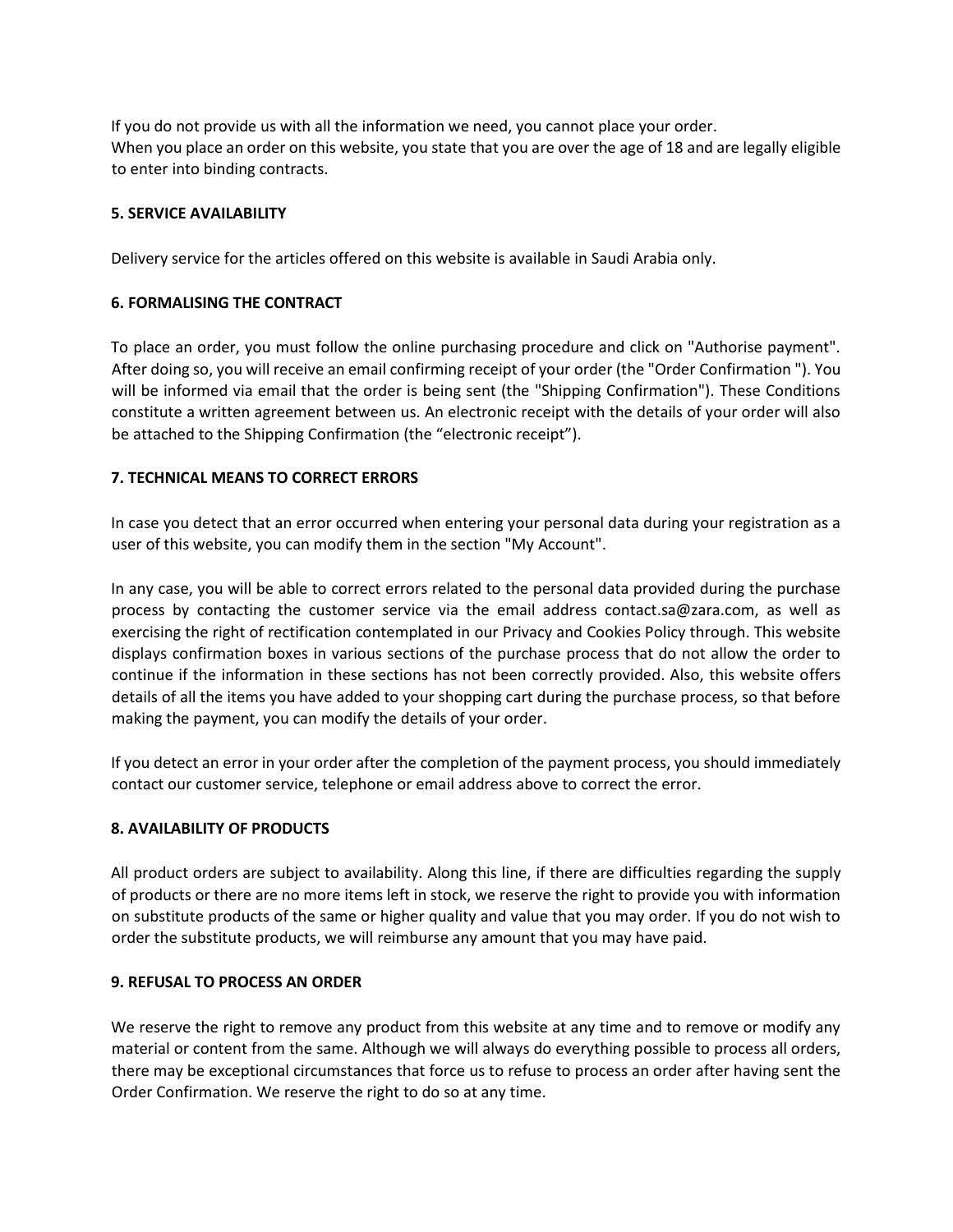If you do not provide us with all the information we need, you cannot place your order.
When you place an order on this website, you state that you are over the age of 18 and are legally eligible to enter into binding contracts.

**5. SERVICE AVAILABILITY**

Delivery service for the articles offered on this website is available in Saudi Arabia only.

**6. FORMALISING THE CONTRACT**

To place an order, you must follow the online purchasing procedure and click on "Authorise payment". After doing so, you will receive an email confirming receipt of your order (the "Order Confirmation "). You will be informed via email that the order is being sent (the "Shipping Confirmation"). These Conditions constitute a written agreement between us. An electronic receipt with the details of your order will also be attached to the Shipping Confirmation (the “electronic receipt”).

**7. TECHNICAL MEANS TO CORRECT ERRORS**

In case you detect that an error occurred when entering your personal data during your registration as a user of this website, you can modify them in the section "My Account".

In any case, you will be able to correct errors related to the personal data provided during the purchase process by contacting the customer service via the email address contact.sa@zara.com, as well as exercising the right of rectification contemplated in our Privacy and Cookies Policy through. This website displays confirmation boxes in various sections of the purchase process that do not allow the order to continue if the information in these sections has not been correctly provided. Also, this website offers details of all the items you have added to your shopping cart during the purchase process, so that before making the payment, you can modify the details of your order.

If you detect an error in your order after the completion of the payment process, you should immediately contact our customer service, telephone or email address above to correct the error.

**8. AVAILABILITY OF PRODUCTS**

All product orders are subject to availability. Along this line, if there are difficulties regarding the supply of products or there are no more items left in stock, we reserve the right to provide you with information on substitute products of the same or higher quality and value that you may order. If you do not wish to order the substitute products, we will reimburse any amount that you may have paid.

**9. REFUSAL TO PROCESS AN ORDER**

We reserve the right to remove any product from this website at any time and to remove or modify any material or content from the same. Although we will always do everything possible to process all orders, there may be exceptional circumstances that force us to refuse to process an order after having sent the Order Confirmation. We reserve the right to do so at any time.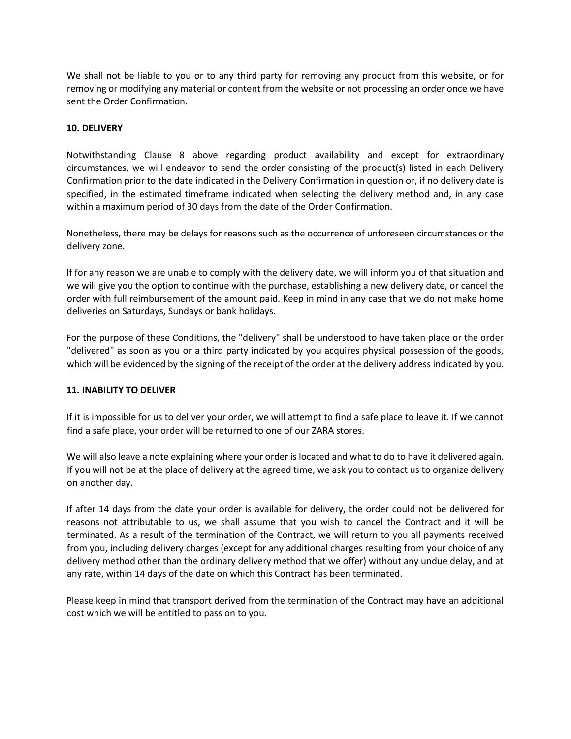We shall not be liable to you or to any third party for removing any product from this website, or for removing or modifying any material or content from the website or not processing an order once we have sent the Order Confirmation.

**10. DELIVERY**

Notwithstanding Clause 8 above regarding product availability and except for extraordinary circumstances, we will endeavor to send the order consisting of the product(s) listed in each Delivery Confirmation prior to the date indicated in the Delivery Confirmation in question or, if no delivery date is specified, in the estimated timeframe indicated when selecting the delivery method and, in any case within a maximum period of 30 days from the date of the Order Confirmation.

Nonetheless, there may be delays for reasons such as the occurrence of unforeseen circumstances or the delivery zone.

If for any reason we are unable to comply with the delivery date, we will inform you of that situation and we will give you the option to continue with the purchase, establishing a new delivery date, or cancel the order with full reimbursement of the amount paid. Keep in mind in any case that we do not make home deliveries on Saturdays, Sundays or bank holidays.

For the purpose of these Conditions, the "delivery" shall be understood to have taken place or the order "delivered" as soon as you or a third party indicated by you acquires physical possession of the goods, which will be evidenced by the signing of the receipt of the order at the delivery address indicated by you.

**11. INABILITY TO DELIVER**

If it is impossible for us to deliver your order, we will attempt to find a safe place to leave it. If we cannot find a safe place, your order will be returned to one of our ZARA stores.

We will also leave a note explaining where your order is located and what to do to have it delivered again. If you will not be at the place of delivery at the agreed time, we ask you to contact us to organize delivery on another day.

If after 14 days from the date your order is available for delivery, the order could not be delivered for reasons not attributable to us, we shall assume that you wish to cancel the Contract and it will be terminated. As a result of the termination of the Contract, we will return to you all payments received from you, including delivery charges (except for any additional charges resulting from your choice of any delivery method other than the ordinary delivery method that we offer) without any undue delay, and at any rate, within 14 days of the date on which this Contract has been terminated.

Please keep in mind that transport derived from the termination of the Contract may have an additional cost which we will be entitled to pass on to you.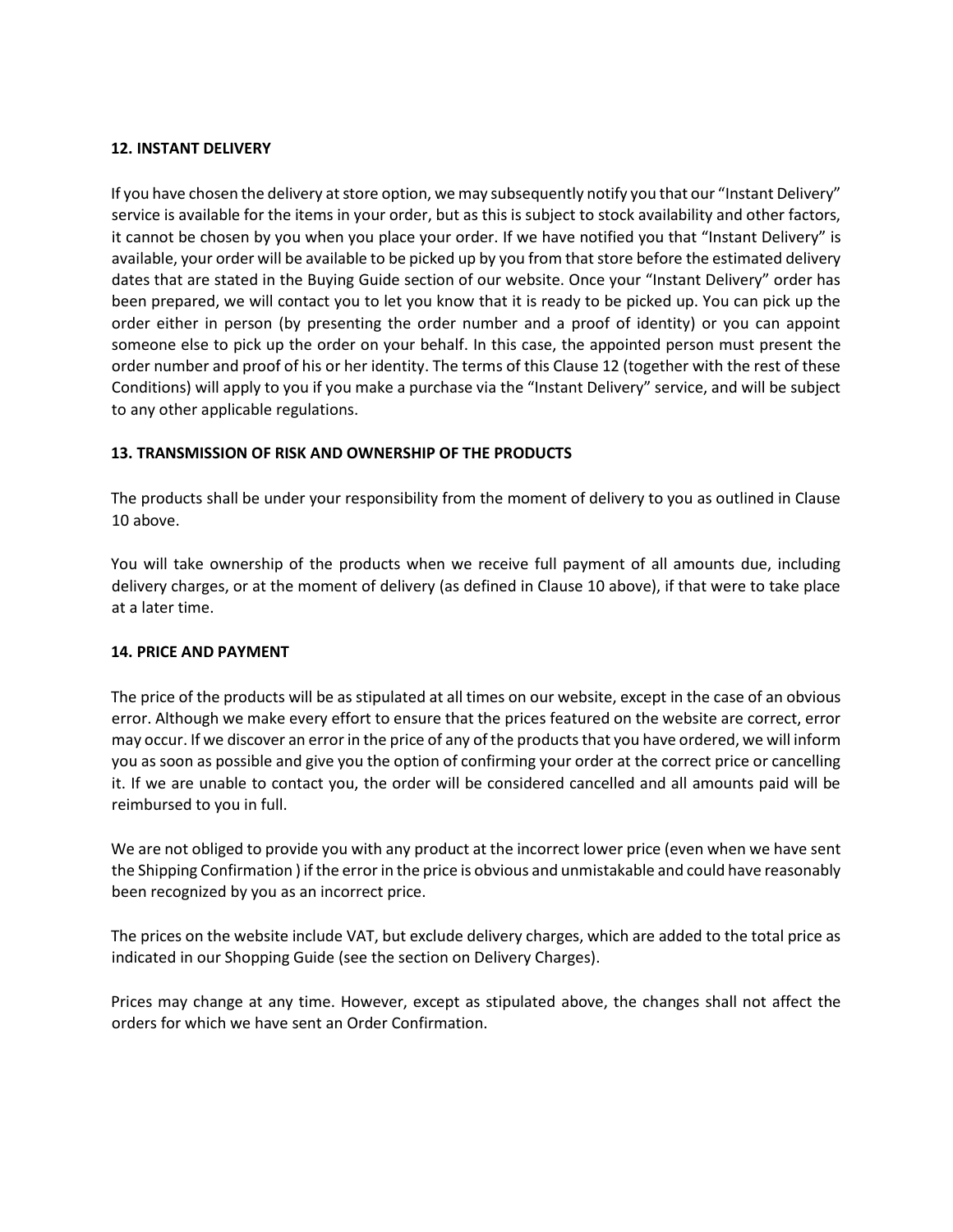## 12. INSTANT DELIVERY

If you have chosen the delivery at store option, we may subsequently notify you that our "Instant Delivery" service is available for the items in your order, but as this is subject to stock availability and other factors, it cannot be chosen by you when you place your order. If we have notified you that "Instant Delivery" is available, your order will be available to be picked up by you from that store before the estimated delivery dates that are stated in the Buying Guide section of our website. Once your "Instant Delivery" order has been prepared, we will contact you to let you know that it is ready to be picked up. You can pick up the order either in person (by presenting the order number and a proof of identity) or you can appoint someone else to pick up the order on your behalf. In this case, the appointed person must present the order number and proof of his or her identity. The terms of this Clause 12 (together with the rest of these Conditions) will apply to you if you make a purchase via the "Instant Delivery" service, and will be subject to any other applicable regulations.

## 13. TRANSMISSION OF RISK AND OWNERSHIP OF THE PRODUCTS

The products shall be under your responsibility from the moment of delivery to you as outlined in Clause 10 above.

You will take ownership of the products when we receive full payment of all amounts due, including delivery charges, or at the moment of delivery (as defined in Clause 10 above), if that were to take place at a later time.

## 14. PRICE AND PAYMENT

The price of the products will be as stipulated at all times on our website, except in the case of an obvious error. Although we make every effort to ensure that the prices featured on the website are correct, error may occur. If we discover an error in the price of any of the products that you have ordered, we will inform you as soon as possible and give you the option of confirming your order at the correct price or cancelling it. If we are unable to contact you, the order will be considered cancelled and all amounts paid will be reimbursed to you in full.

We are not obliged to provide you with any product at the incorrect lower price (even when we have sent the Shipping Confirmation ) if the error in the price is obvious and unmistakable and could have reasonably been recognized by you as an incorrect price.

The prices on the website include VAT, but exclude delivery charges, which are added to the total price as indicated in our Shopping Guide (see the section on Delivery Charges).

Prices may change at any time. However, except as stipulated above, the changes shall not affect the orders for which we have sent an Order Confirmation.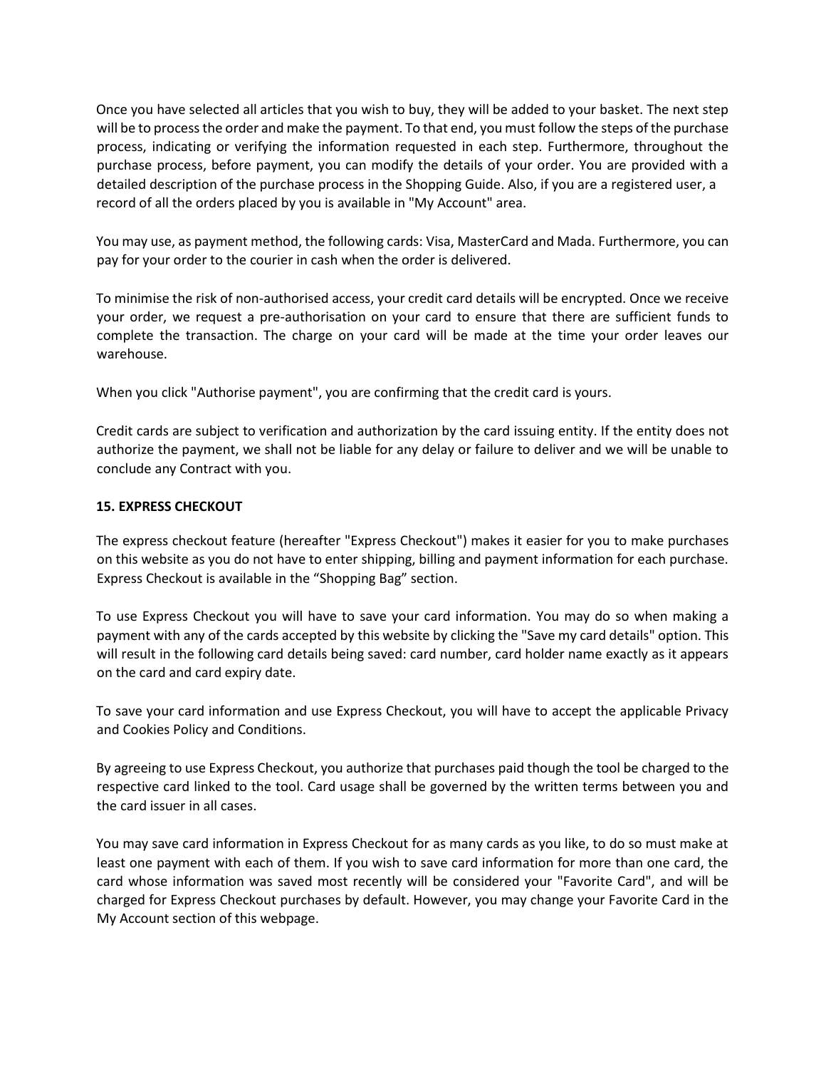Once you have selected all articles that you wish to buy, they will be added to your basket. The next step will be to process the order and make the payment. To that end, you must follow the steps of the purchase process, indicating or verifying the information requested in each step. Furthermore, throughout the purchase process, before payment, you can modify the details of your order. You are provided with a detailed description of the purchase process in the Shopping Guide. Also, if you are a registered user, a record of all the orders placed by you is available in "My Account" area.

You may use, as payment method, the following cards: Visa, MasterCard and Mada. Furthermore, you can pay for your order to the courier in cash when the order is delivered.

To minimise the risk of non-authorised access, your credit card details will be encrypted. Once we receive your order, we request a pre-authorisation on your card to ensure that there are sufficient funds to complete the transaction. The charge on your card will be made at the time your order leaves our warehouse.

When you click "Authorise payment", you are confirming that the credit card is yours.

Credit cards are subject to verification and authorization by the card issuing entity. If the entity does not authorize the payment, we shall not be liable for any delay or failure to deliver and we will be unable to conclude any Contract with you.

**15. EXPRESS CHECKOUT**

The express checkout feature (hereafter "Express Checkout") makes it easier for you to make purchases on this website as you do not have to enter shipping, billing and payment information for each purchase. Express Checkout is available in the “Shopping Bag” section.

To use Express Checkout you will have to save your card information. You may do so when making a payment with any of the cards accepted by this website by clicking the "Save my card details" option. This will result in the following card details being saved: card number, card holder name exactly as it appears on the card and card expiry date.

To save your card information and use Express Checkout, you will have to accept the applicable Privacy and Cookies Policy and Conditions.

By agreeing to use Express Checkout, you authorize that purchases paid though the tool be charged to the respective card linked to the tool. Card usage shall be governed by the written terms between you and the card issuer in all cases.

You may save card information in Express Checkout for as many cards as you like, to do so must make at least one payment with each of them. If you wish to save card information for more than one card, the card whose information was saved most recently will be considered your "Favorite Card", and will be charged for Express Checkout purchases by default. However, you may change your Favorite Card in the My Account section of this webpage.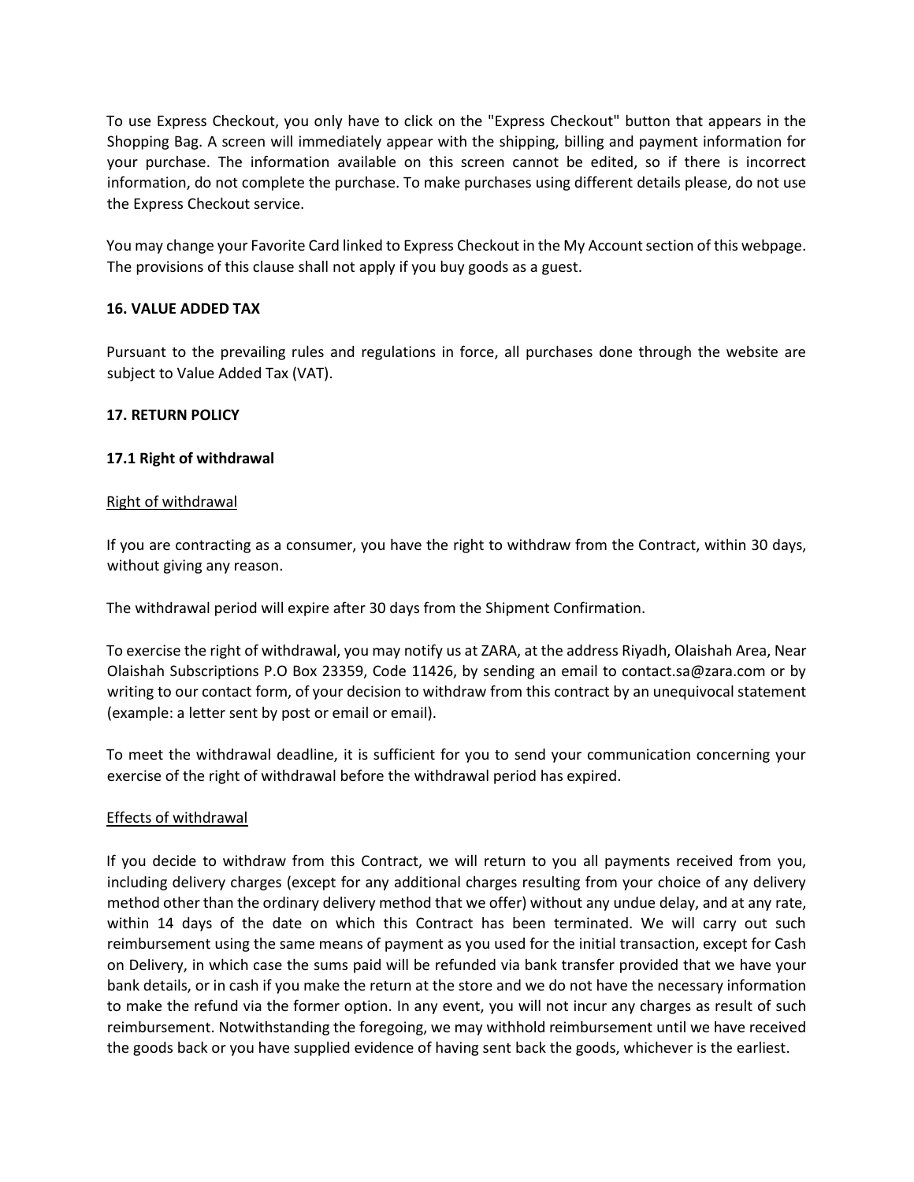To use Express Checkout, you only have to click on the "Express Checkout" button that appears in the Shopping Bag. A screen will immediately appear with the shipping, billing and payment information for your purchase. The information available on this screen cannot be edited, so if there is incorrect information, do not complete the purchase. To make purchases using different details please, do not use the Express Checkout service.

You may change your Favorite Card linked to Express Checkout in the My Account section of this webpage. The provisions of this clause shall not apply if you buy goods as a guest.

**16. VALUE ADDED TAX**

Pursuant to the prevailing rules and regulations in force, all purchases done through the website are subject to Value Added Tax (VAT).

**17. RETURN POLICY**

**17.1 Right of withdrawal**

<u>Right of withdrawal</u>

If you are contracting as a consumer, you have the right to withdraw from the Contract, within 30 days, without giving any reason.

The withdrawal period will expire after 30 days from the Shipment Confirmation.

To exercise the right of withdrawal, you may notify us at ZARA, at the address Riyadh, Olaishah Area, Near Olaishah Subscriptions P.O Box 23359, Code 11426, by sending an email to contact.sa@zara.com or by writing to our contact form, of your decision to withdraw from this contract by an unequivocal statement (example: a letter sent by post or email or email).

To meet the withdrawal deadline, it is sufficient for you to send your communication concerning your exercise of the right of withdrawal before the withdrawal period has expired.

<u>Effects of withdrawal</u>

If you decide to withdraw from this Contract, we will return to you all payments received from you, including delivery charges (except for any additional charges resulting from your choice of any delivery method other than the ordinary delivery method that we offer) without any undue delay, and at any rate, within 14 days of the date on which this Contract has been terminated. We will carry out such reimbursement using the same means of payment as you used for the initial transaction, except for Cash on Delivery, in which case the sums paid will be refunded via bank transfer provided that we have your bank details, or in cash if you make the return at the store and we do not have the necessary information to make the refund via the former option. In any event, you will not incur any charges as result of such reimbursement. Notwithstanding the foregoing, we may withhold reimbursement until we have received the goods back or you have supplied evidence of having sent back the goods, whichever is the earliest.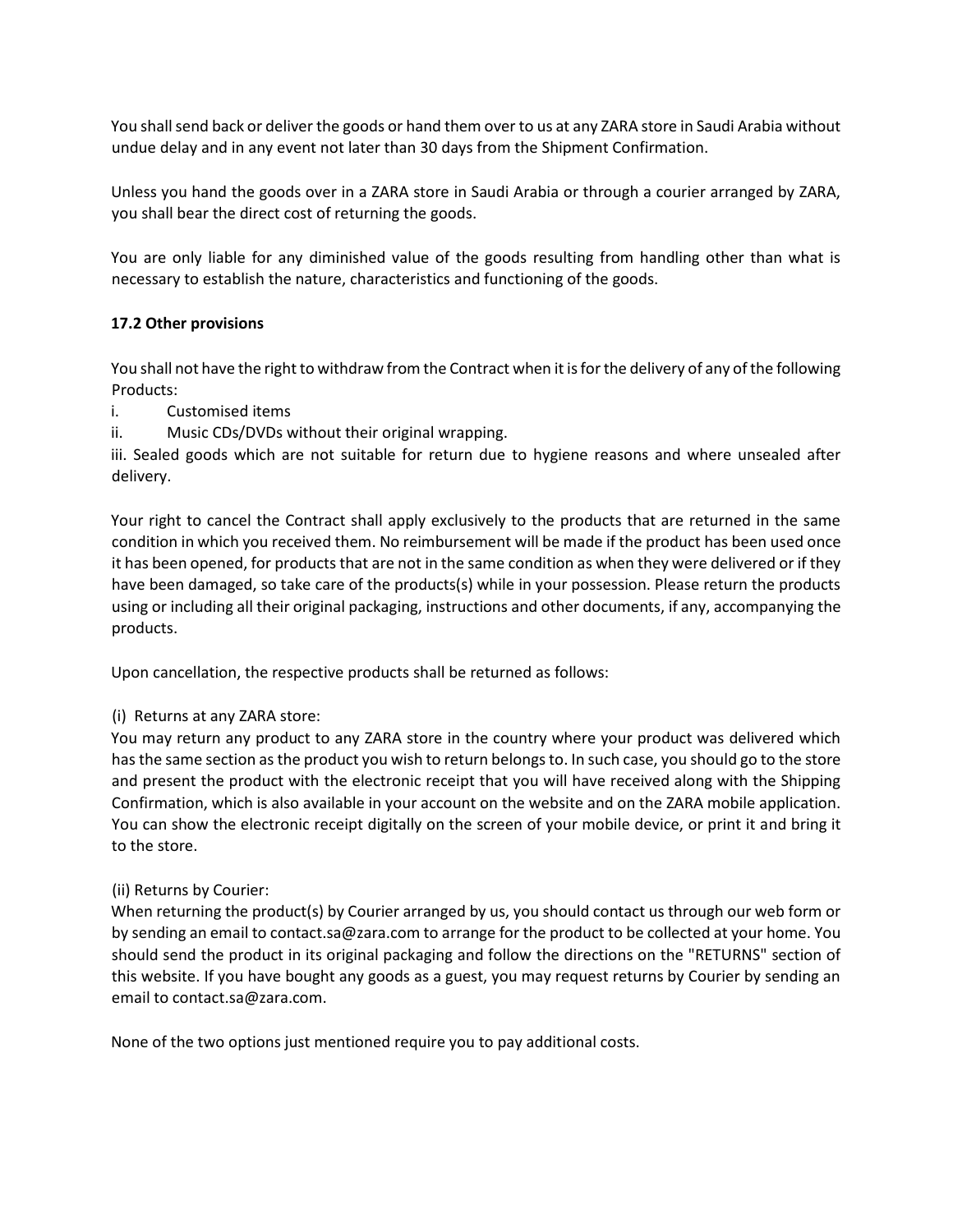You shall send back or deliver the goods or hand them over to us at any ZARA store in Saudi Arabia without undue delay and in any event not later than 30 days from the Shipment Confirmation.

Unless you hand the goods over in a ZARA store in Saudi Arabia or through a courier arranged by ZARA, you shall bear the direct cost of returning the goods.

You are only liable for any diminished value of the goods resulting from handling other than what is necessary to establish the nature, characteristics and functioning of the goods.

**17.2 Other provisions**

You shall not have the right to withdraw from the Contract when it is for the delivery of any of the following Products:

i. Customised items
ii. Music CDs/DVDs without their original wrapping.
iii. Sealed goods which are not suitable for return due to hygiene reasons and where unsealed after delivery.

Your right to cancel the Contract shall apply exclusively to the products that are returned in the same condition in which you received them. No reimbursement will be made if the product has been used once it has been opened, for products that are not in the same condition as when they were delivered or if they have been damaged, so take care of the products(s) while in your possession. Please return the products using or including all their original packaging, instructions and other documents, if any, accompanying the products.

Upon cancellation, the respective products shall be returned as follows:

(i) Returns at any ZARA store:
You may return any product to any ZARA store in the country where your product was delivered which has the same section as the product you wish to return belongs to. In such case, you should go to the store and present the product with the electronic receipt that you will have received along with the Shipping Confirmation, which is also available in your account on the website and on the ZARA mobile application. You can show the electronic receipt digitally on the screen of your mobile device, or print it and bring it to the store.

(ii) Returns by Courier:
When returning the product(s) by Courier arranged by us, you should contact us through our web form or by sending an email to contact.sa@zara.com to arrange for the product to be collected at your home. You should send the product in its original packaging and follow the directions on the "RETURNS" section of this website. If you have bought any goods as a guest, you may request returns by Courier by sending an email to contact.sa@zara.com.

None of the two options just mentioned require you to pay additional costs.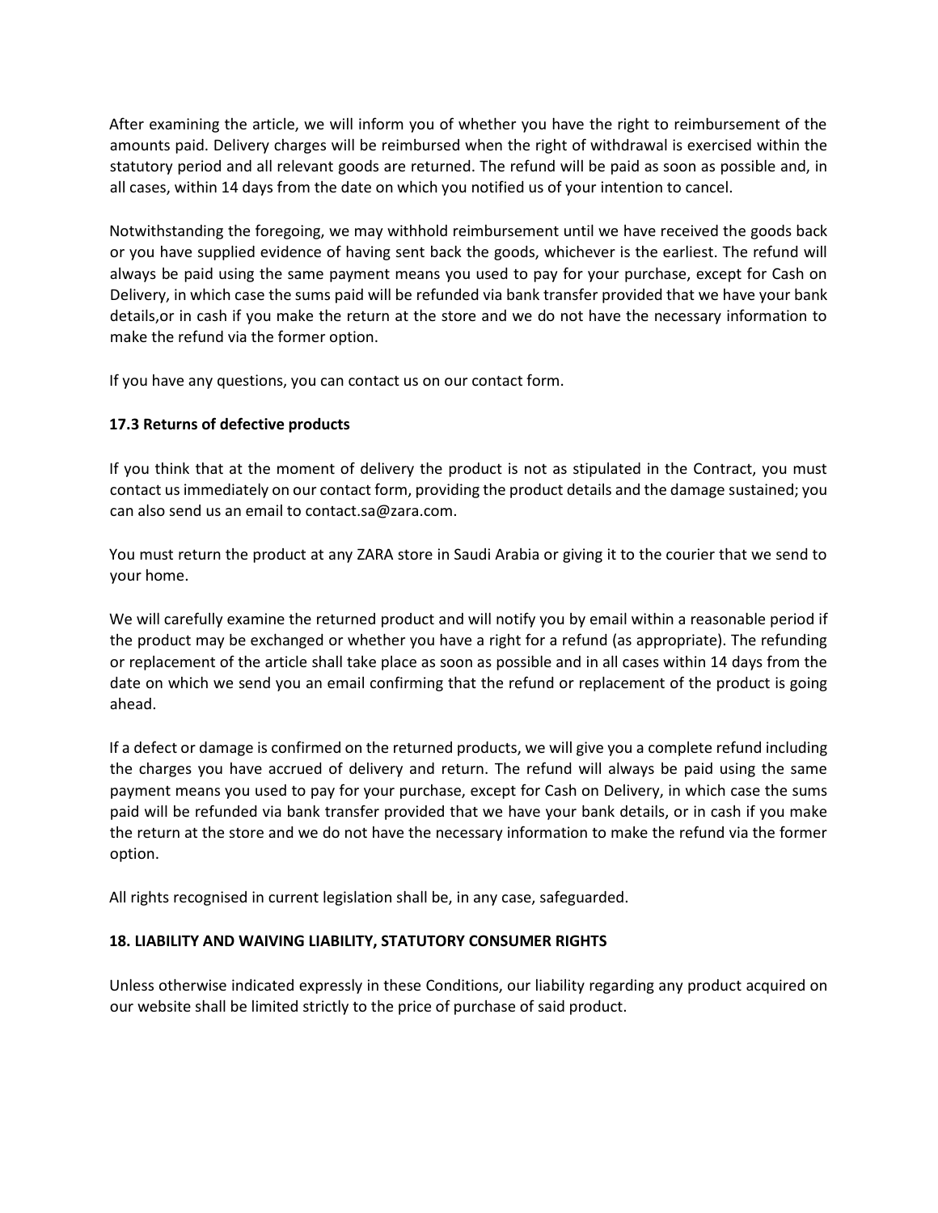After examining the article, we will inform you of whether you have the right to reimbursement of the amounts paid. Delivery charges will be reimbursed when the right of withdrawal is exercised within the statutory period and all relevant goods are returned. The refund will be paid as soon as possible and, in all cases, within 14 days from the date on which you notified us of your intention to cancel.

Notwithstanding the foregoing, we may withhold reimbursement until we have received the goods back or you have supplied evidence of having sent back the goods, whichever is the earliest. The refund will always be paid using the same payment means you used to pay for your purchase, except for Cash on Delivery, in which case the sums paid will be refunded via bank transfer provided that we have your bank details,or in cash if you make the return at the store and we do not have the necessary information to make the refund via the former option.

If you have any questions, you can contact us on our contact form.

### 17.3 Returns of defective products

If you think that at the moment of delivery the product is not as stipulated in the Contract, you must contact us immediately on our contact form, providing the product details and the damage sustained; you can also send us an email to contact.sa@zara.com.

You must return the product at any ZARA store in Saudi Arabia or giving it to the courier that we send to your home.

We will carefully examine the returned product and will notify you by email within a reasonable period if the product may be exchanged or whether you have a right for a refund (as appropriate). The refunding or replacement of the article shall take place as soon as possible and in all cases within 14 days from the date on which we send you an email confirming that the refund or replacement of the product is going ahead.

If a defect or damage is confirmed on the returned products, we will give you a complete refund including the charges you have accrued of delivery and return. The refund will always be paid using the same payment means you used to pay for your purchase, except for Cash on Delivery, in which case the sums paid will be refunded via bank transfer provided that we have your bank details, or in cash if you make the return at the store and we do not have the necessary information to make the refund via the former option.

All rights recognised in current legislation shall be, in any case, safeguarded.

## 18. LIABILITY AND WAIVING LIABILITY, STATUTORY CONSUMER RIGHTS

Unless otherwise indicated expressly in these Conditions, our liability regarding any product acquired on our website shall be limited strictly to the price of purchase of said product.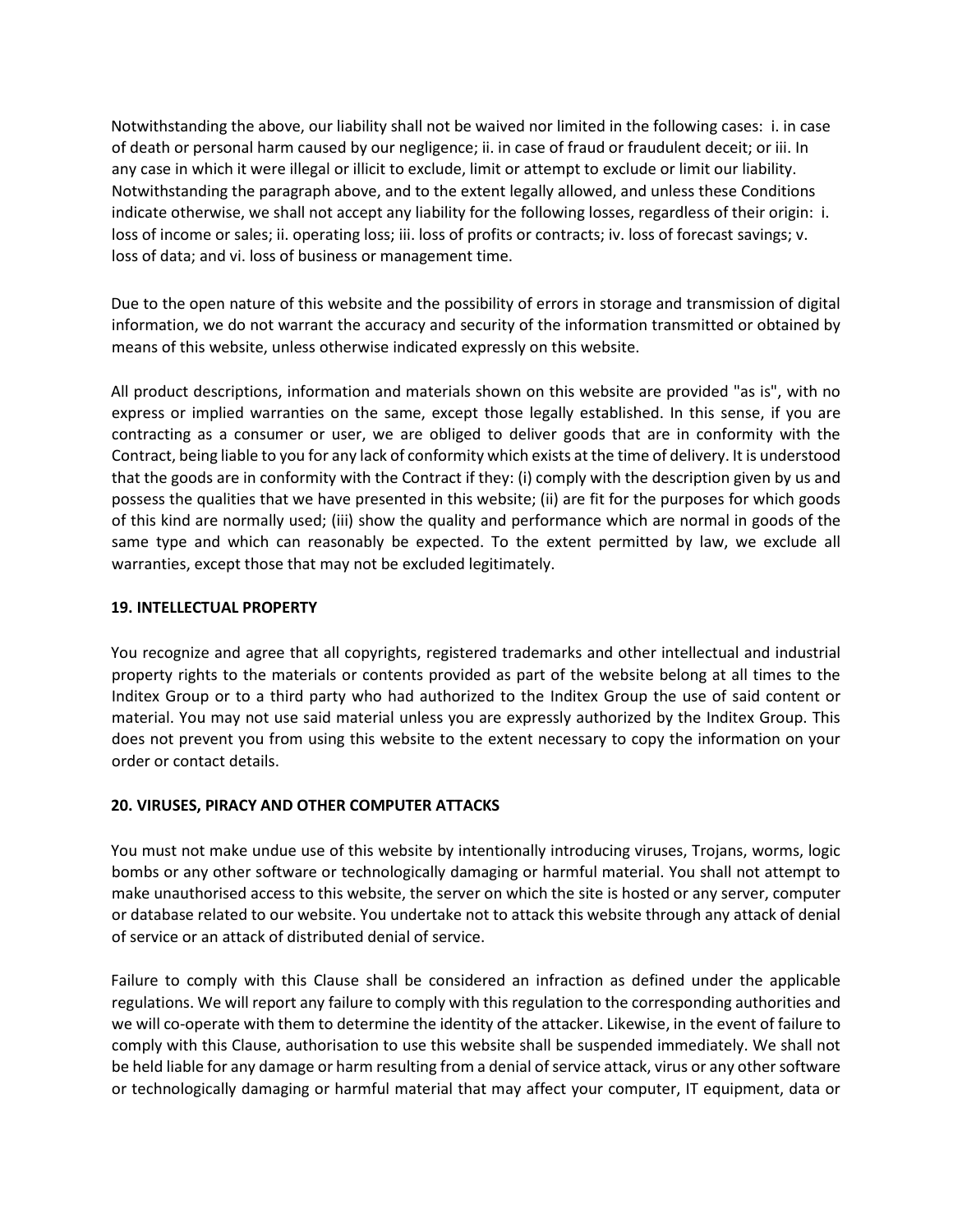Notwithstanding the above, our liability shall not be waived nor limited in the following cases: i. in case of death or personal harm caused by our negligence; ii. in case of fraud or fraudulent deceit; or iii. In any case in which it were illegal or illicit to exclude, limit or attempt to exclude or limit our liability. Notwithstanding the paragraph above, and to the extent legally allowed, and unless these Conditions indicate otherwise, we shall not accept any liability for the following losses, regardless of their origin: i. loss of income or sales; ii. operating loss; iii. loss of profits or contracts; iv. loss of forecast savings; v. loss of data; and vi. loss of business or management time.

Due to the open nature of this website and the possibility of errors in storage and transmission of digital information, we do not warrant the accuracy and security of the information transmitted or obtained by means of this website, unless otherwise indicated expressly on this website.

All product descriptions, information and materials shown on this website are provided "as is", with no express or implied warranties on the same, except those legally established. In this sense, if you are contracting as a consumer or user, we are obliged to deliver goods that are in conformity with the Contract, being liable to you for any lack of conformity which exists at the time of delivery. It is understood that the goods are in conformity with the Contract if they: (i) comply with the description given by us and possess the qualities that we have presented in this website; (ii) are fit for the purposes for which goods of this kind are normally used; (iii) show the quality and performance which are normal in goods of the same type and which can reasonably be expected. To the extent permitted by law, we exclude all warranties, except those that may not be excluded legitimately.

**19. INTELLECTUAL PROPERTY**

You recognize and agree that all copyrights, registered trademarks and other intellectual and industrial property rights to the materials or contents provided as part of the website belong at all times to the Inditex Group or to a third party who had authorized to the Inditex Group the use of said content or material. You may not use said material unless you are expressly authorized by the Inditex Group. This does not prevent you from using this website to the extent necessary to copy the information on your order or contact details.

**20. VIRUSES, PIRACY AND OTHER COMPUTER ATTACKS**

You must not make undue use of this website by intentionally introducing viruses, Trojans, worms, logic bombs or any other software or technologically damaging or harmful material. You shall not attempt to make unauthorised access to this website, the server on which the site is hosted or any server, computer or database related to our website. You undertake not to attack this website through any attack of denial of service or an attack of distributed denial of service.

Failure to comply with this Clause shall be considered an infraction as defined under the applicable regulations. We will report any failure to comply with this regulation to the corresponding authorities and we will co-operate with them to determine the identity of the attacker. Likewise, in the event of failure to comply with this Clause, authorisation to use this website shall be suspended immediately. We shall not be held liable for any damage or harm resulting from a denial of service attack, virus or any other software or technologically damaging or harmful material that may affect your computer, IT equipment, data or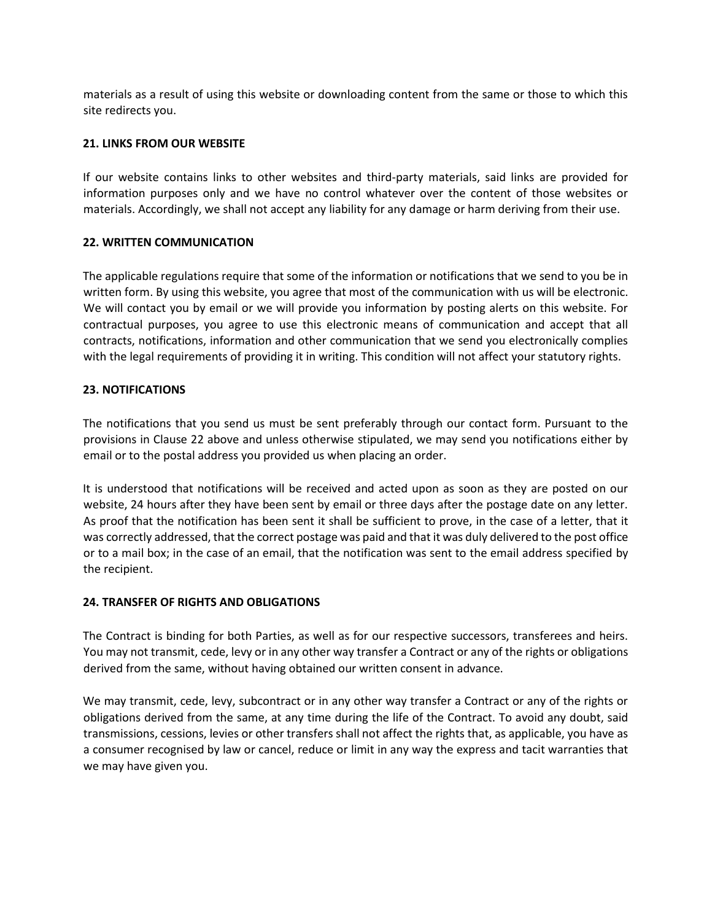materials as a result of using this website or downloading content from the same or those to which this site redirects you.

**21. LINKS FROM OUR WEBSITE**

If our website contains links to other websites and third-party materials, said links are provided for information purposes only and we have no control whatever over the content of those websites or materials. Accordingly, we shall not accept any liability for any damage or harm deriving from their use.

**22. WRITTEN COMMUNICATION**

The applicable regulations require that some of the information or notifications that we send to you be in written form. By using this website, you agree that most of the communication with us will be electronic. We will contact you by email or we will provide you information by posting alerts on this website. For contractual purposes, you agree to use this electronic means of communication and accept that all contracts, notifications, information and other communication that we send you electronically complies with the legal requirements of providing it in writing. This condition will not affect your statutory rights.

**23. NOTIFICATIONS**

The notifications that you send us must be sent preferably through our contact form. Pursuant to the provisions in Clause 22 above and unless otherwise stipulated, we may send you notifications either by email or to the postal address you provided us when placing an order.

It is understood that notifications will be received and acted upon as soon as they are posted on our website, 24 hours after they have been sent by email or three days after the postage date on any letter. As proof that the notification has been sent it shall be sufficient to prove, in the case of a letter, that it was correctly addressed, that the correct postage was paid and that it was duly delivered to the post office or to a mail box; in the case of an email, that the notification was sent to the email address specified by the recipient.

**24. TRANSFER OF RIGHTS AND OBLIGATIONS**

The Contract is binding for both Parties, as well as for our respective successors, transferees and heirs. You may not transmit, cede, levy or in any other way transfer a Contract or any of the rights or obligations derived from the same, without having obtained our written consent in advance.

We may transmit, cede, levy, subcontract or in any other way transfer a Contract or any of the rights or obligations derived from the same, at any time during the life of the Contract. To avoid any doubt, said transmissions, cessions, levies or other transfers shall not affect the rights that, as applicable, you have as a consumer recognised by law or cancel, reduce or limit in any way the express and tacit warranties that we may have given you.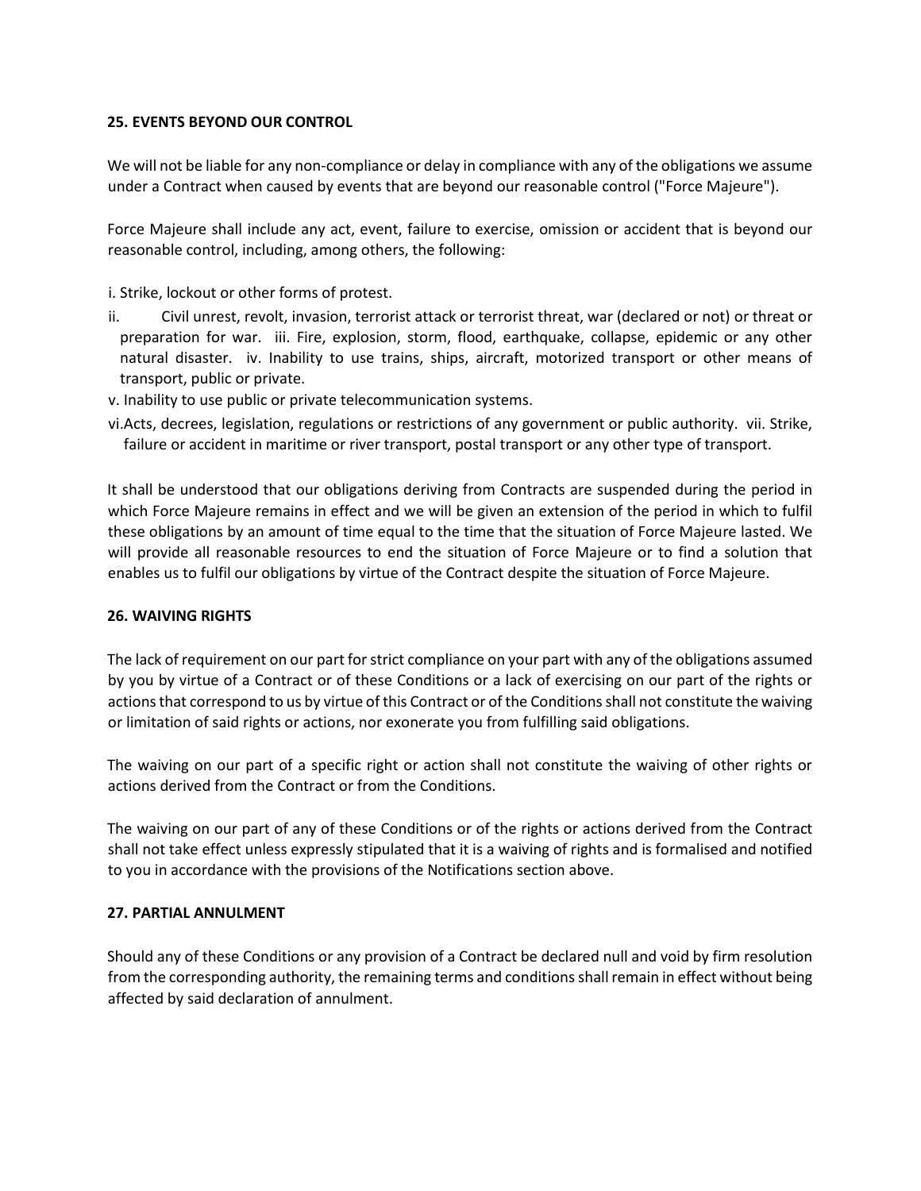## 25. EVENTS BEYOND OUR CONTROL

We will not be liable for any non-compliance or delay in compliance with any of the obligations we assume under a Contract when caused by events that are beyond our reasonable control ("Force Majeure").

Force Majeure shall include any act, event, failure to exercise, omission or accident that is beyond our reasonable control, including, among others, the following:

i. Strike, lockout or other forms of protest.

ii. Civil unrest, revolt, invasion, terrorist attack or terrorist threat, war (declared or not) or threat or preparation for war.

iii. Fire, explosion, storm, flood, earthquake, collapse, epidemic or any other natural disaster.

iv. Inability to use trains, ships, aircraft, motorized transport or other means of transport, public or private.

v. Inability to use public or private telecommunication systems.

vi. Acts, decrees, legislation, regulations or restrictions of any government or public authority.

vii. Strike, failure or accident in maritime or river transport, postal transport or any other type of transport.

It shall be understood that our obligations deriving from Contracts are suspended during the period in which Force Majeure remains in effect and we will be given an extension of the period in which to fulfil these obligations by an amount of time equal to the time that the situation of Force Majeure lasted. We will provide all reasonable resources to end the situation of Force Majeure or to find a solution that enables us to fulfil our obligations by virtue of the Contract despite the situation of Force Majeure.

## 26. WAIVING RIGHTS

The lack of requirement on our part for strict compliance on your part with any of the obligations assumed by you by virtue of a Contract or of these Conditions or a lack of exercising on our part of the rights or actions that correspond to us by virtue of this Contract or of the Conditions shall not constitute the waiving or limitation of said rights or actions, nor exonerate you from fulfilling said obligations.

The waiving on our part of a specific right or action shall not constitute the waiving of other rights or actions derived from the Contract or from the Conditions.

The waiving on our part of any of these Conditions or of the rights or actions derived from the Contract shall not take effect unless expressly stipulated that it is a waiving of rights and is formalised and notified to you in accordance with the provisions of the Notifications section above.

## 27. PARTIAL ANNULMENT

Should any of these Conditions or any provision of a Contract be declared null and void by firm resolution from the corresponding authority, the remaining terms and conditions shall remain in effect without being affected by said declaration of annulment.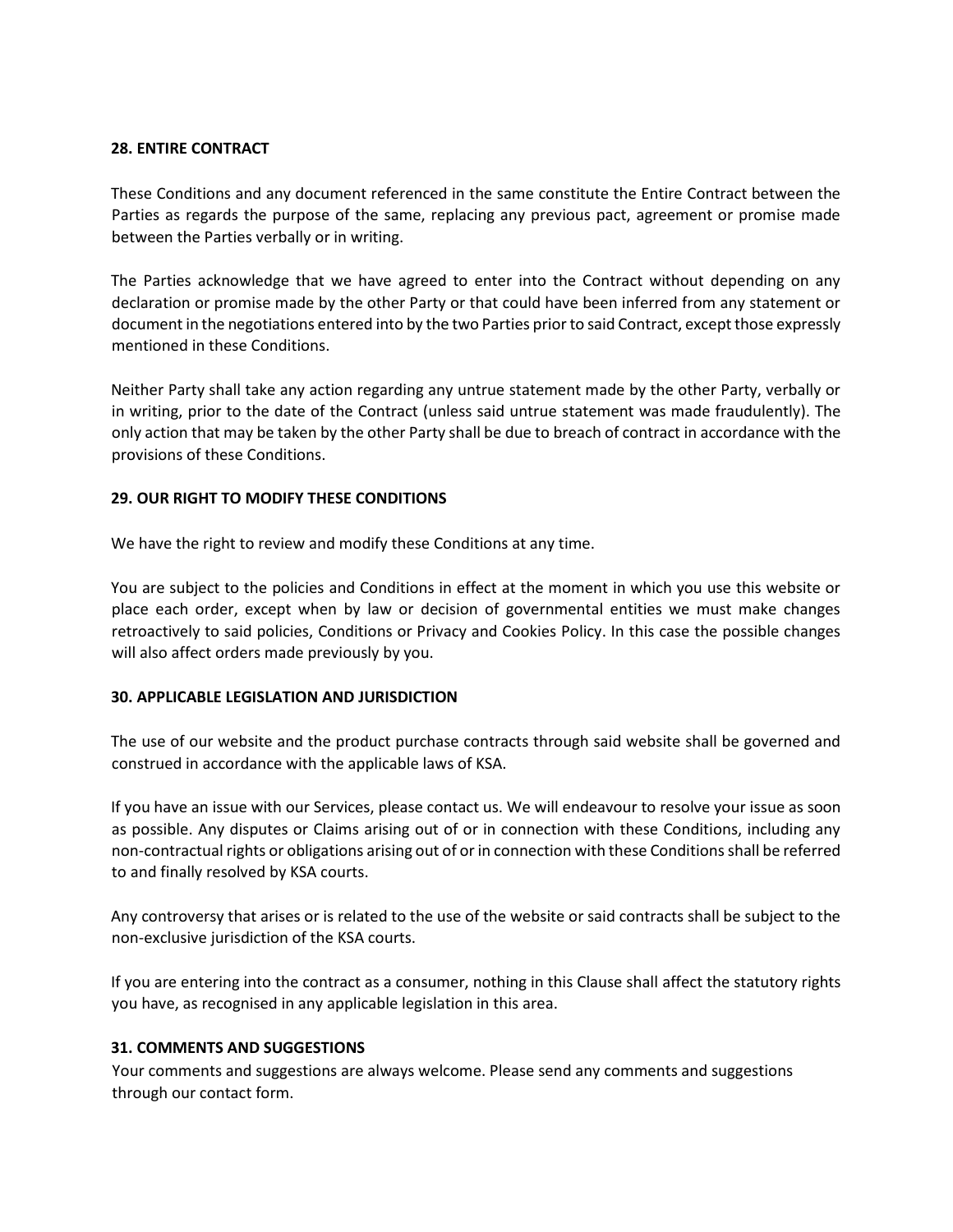**28. ENTIRE CONTRACT**

These Conditions and any document referenced in the same constitute the Entire Contract between the Parties as regards the purpose of the same, replacing any previous pact, agreement or promise made between the Parties verbally or in writing.

The Parties acknowledge that we have agreed to enter into the Contract without depending on any declaration or promise made by the other Party or that could have been inferred from any statement or document in the negotiations entered into by the two Parties prior to said Contract, except those expressly mentioned in these Conditions.

Neither Party shall take any action regarding any untrue statement made by the other Party, verbally or in writing, prior to the date of the Contract (unless said untrue statement was made fraudulently). The only action that may be taken by the other Party shall be due to breach of contract in accordance with the provisions of these Conditions.

**29. OUR RIGHT TO MODIFY THESE CONDITIONS**

We have the right to review and modify these Conditions at any time.

You are subject to the policies and Conditions in effect at the moment in which you use this website or place each order, except when by law or decision of governmental entities we must make changes retroactively to said policies, Conditions or Privacy and Cookies Policy. In this case the possible changes will also affect orders made previously by you.

**30. APPLICABLE LEGISLATION AND JURISDICTION**

The use of our website and the product purchase contracts through said website shall be governed and construed in accordance with the applicable laws of KSA.

If you have an issue with our Services, please contact us. We will endeavour to resolve your issue as soon as possible. Any disputes or Claims arising out of or in connection with these Conditions, including any non-contractual rights or obligations arising out of or in connection with these Conditions shall be referred to and finally resolved by KSA courts.

Any controversy that arises or is related to the use of the website or said contracts shall be subject to the non-exclusive jurisdiction of the KSA courts.

If you are entering into the contract as a consumer, nothing in this Clause shall affect the statutory rights you have, as recognised in any applicable legislation in this area.

**31. COMMENTS AND SUGGESTIONS**

Your comments and suggestions are always welcome. Please send any comments and suggestions through our contact form.